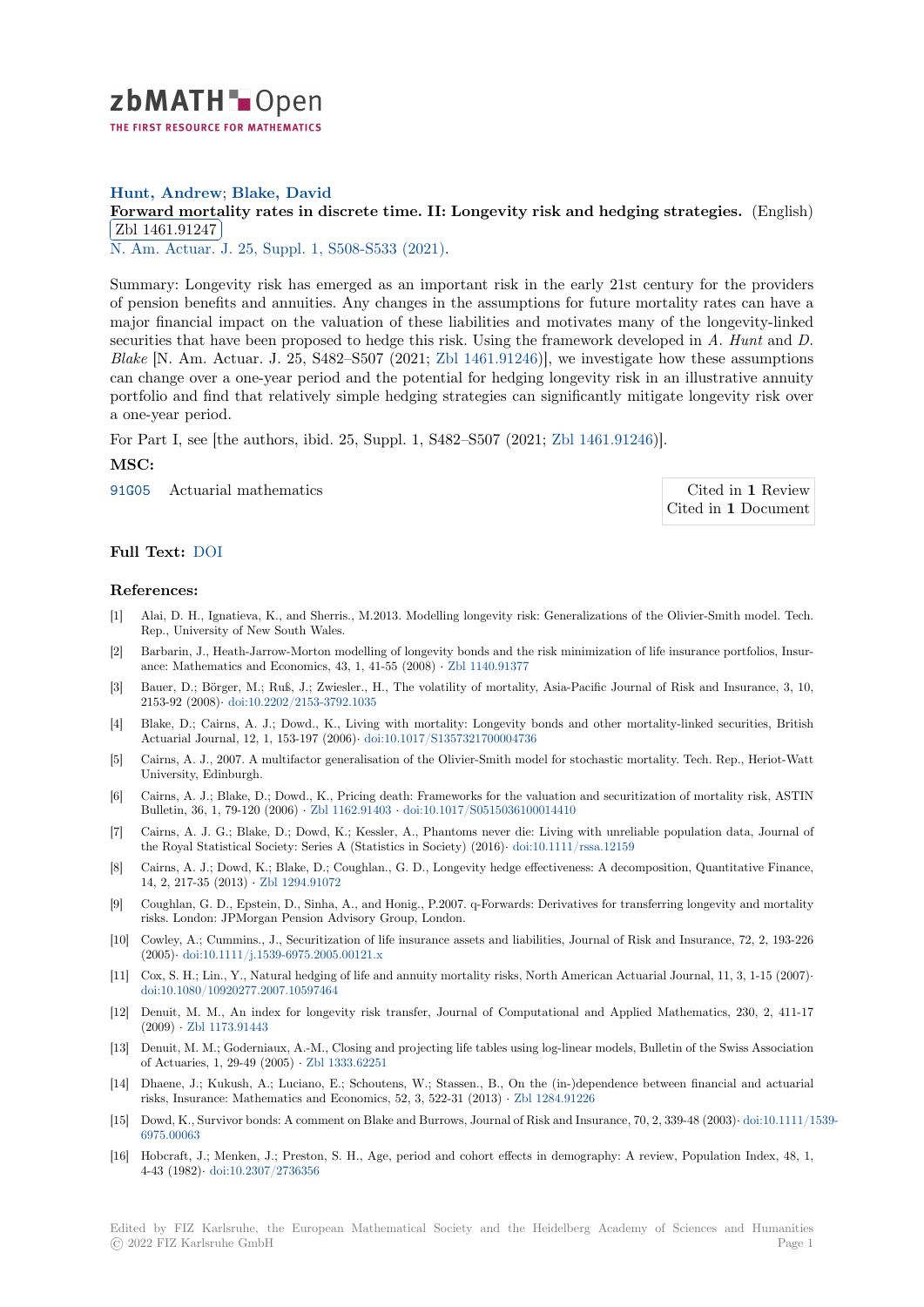zbMATH Open

THE FIRST RESOURCE FOR MATHEMATICS

**Hunt, Andrew**; **Blake, David**

**Forward mortality rates in discrete time. II: Longevity risk and hedging strategies.** (English)
Zbl 1461.91247

N. Am. Actuar. J. 25, Suppl. 1, S508-S533 (2021).

Summary: Longevity risk has emerged as an important risk in the early 21st century for the providers of pension benefits and annuities. Any changes in the assumptions for future mortality rates can have a major financial impact on the valuation of these liabilities and motivates many of the longevity-linked securities that have been proposed to hedge this risk. Using the framework developed in *A. Hunt* and *D. Blake* [N. Am. Actuar. J. 25, S482–S507 (2021; Zbl 1461.91246)], we investigate how these assumptions can change over a one-year period and the potential for hedging longevity risk in an illustrative annuity portfolio and find that relatively simple hedging strategies can significantly mitigate longevity risk over a one-year period.

For Part I, see [the authors, ibid. 25, Suppl. 1, S482–S507 (2021; Zbl 1461.91246)].

**MSC:**

91G05 Actuarial mathematics

Cited in **1** Review
Cited in **1** Document

**Full Text:** DOI

**References:**

[1] Alai, D. H., Ignatieva, K., and Sherris., M.2013. Modelling longevity risk: Generalizations of the Olivier-Smith model. Tech. Rep., University of New South Wales.

[2] Barbarin, J., Heath-Jarrow-Morton modelling of longevity bonds and the risk minimization of life insurance portfolios, Insurance: Mathematics and Economics, 43, 1, 41-55 (2008) · Zbl 1140.91377

[3] Bauer, D.; Börger, M.; Ruß, J.; Zwiesler., H., The volatility of mortality, Asia-Pacific Journal of Risk and Insurance, 3, 10, 2153-92 (2008)· doi:10.2202/2153-3792.1035

[4] Blake, D.; Cairns, A. J.; Dowd., K., Living with mortality: Longevity bonds and other mortality-linked securities, British Actuarial Journal, 12, 1, 153-197 (2006)· doi:10.1017/S1357321700004736

[5] Cairns, A. J., 2007. A multifactor generalisation of the Olivier-Smith model for stochastic mortality. Tech. Rep., Heriot-Watt University, Edinburgh.

[6] Cairns, A. J.; Blake, D.; Dowd., K., Pricing death: Frameworks for the valuation and securitization of mortality risk, ASTIN Bulletin, 36, 1, 79-120 (2006) · Zbl 1162.91403 · doi:10.1017/S0515036100014410

[7] Cairns, A. J. G.; Blake, D.; Dowd, K.; Kessler, A., Phantoms never die: Living with unreliable population data, Journal of the Royal Statistical Society: Series A (Statistics in Society) (2016)· doi:10.1111/rssa.12159

[8] Cairns, A. J.; Dowd, K.; Blake, D.; Coughlan., G. D., Longevity hedge effectiveness: A decomposition, Quantitative Finance, 14, 2, 217-35 (2013) · Zbl 1294.91072

[9] Coughlan, G. D., Epstein, D., Sinha, A., and Honig., P.2007. q-Forwards: Derivatives for transferring longevity and mortality risks. London: JPMorgan Pension Advisory Group, London.

[10] Cowley, A.; Cummins., J., Securitization of life insurance assets and liabilities, Journal of Risk and Insurance, 72, 2, 193-226 (2005)· doi:10.1111/j.1539-6975.2005.00121.x

[11] Cox, S. H.; Lin., Y., Natural hedging of life and annuity mortality risks, North American Actuarial Journal, 11, 3, 1-15 (2007)· doi:10.1080/10920277.2007.10597464

[12] Denuit, M. M., An index for longevity risk transfer, Journal of Computational and Applied Mathematics, 230, 2, 411-17 (2009) · Zbl 1173.91443

[13] Denuit, M. M.; Goderniaux, A.-M., Closing and projecting life tables using log-linear models, Bulletin of the Swiss Association of Actuaries, 1, 29-49 (2005) · Zbl 1333.62251

[14] Dhaene, J.; Kukush, A.; Luciano, E.; Schoutens, W.; Stassen., B., On the (in-)dependence between financial and actuarial risks, Insurance: Mathematics and Economics, 52, 3, 522-31 (2013) · Zbl 1284.91226

[15] Dowd, K., Survivor bonds: A comment on Blake and Burrows, Journal of Risk and Insurance, 70, 2, 339-48 (2003)· doi:10.1111/1539-6975.00063

[16] Hobcraft, J.; Menken, J.; Preston, S. H., Age, period and cohort effects in demography: A review, Population Index, 48, 1, 4-43 (1982)· doi:10.2307/2736356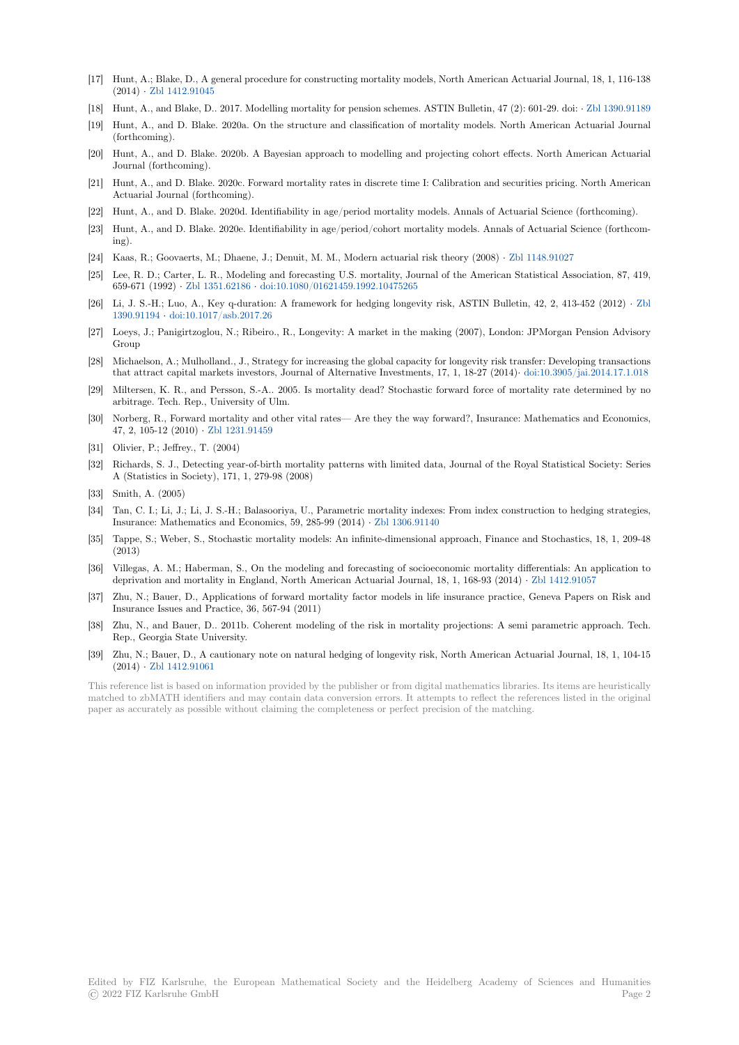[17] Hunt, A.; Blake, D., A general procedure for constructing mortality models, North American Actuarial Journal, 18, 1, 116-138 (2014) · Zbl 1412.91045

[18] Hunt, A., and Blake, D.. 2017. Modelling mortality for pension schemes. ASTIN Bulletin, 47 (2): 601-29. doi: · Zbl 1390.91189

[19] Hunt, A., and D. Blake. 2020a. On the structure and classification of mortality models. North American Actuarial Journal (forthcoming).

[20] Hunt, A., and D. Blake. 2020b. A Bayesian approach to modelling and projecting cohort effects. North American Actuarial Journal (forthcoming).

[21] Hunt, A., and D. Blake. 2020c. Forward mortality rates in discrete time I: Calibration and securities pricing. North American Actuarial Journal (forthcoming).

[22] Hunt, A., and D. Blake. 2020d. Identifiability in age/period mortality models. Annals of Actuarial Science (forthcoming).

[23] Hunt, A., and D. Blake. 2020e. Identifiability in age/period/cohort mortality models. Annals of Actuarial Science (forthcoming).

[24] Kaas, R.; Goovaerts, M.; Dhaene, J.; Denuit, M. M., Modern actuarial risk theory (2008) · Zbl 1148.91027

[25] Lee, R. D.; Carter, L. R., Modeling and forecasting U.S. mortality, Journal of the American Statistical Association, 87, 419, 659-671 (1992) · Zbl 1351.62186 · doi:10.1080/01621459.1992.10475265

[26] Li, J. S.-H.; Luo, A., Key q-duration: A framework for hedging longevity risk, ASTIN Bulletin, 42, 2, 413-452 (2012) · Zbl 1390.91194 · doi:10.1017/asb.2017.26

[27] Loeys, J.; Panigirtzoglou, N.; Ribeiro., R., Longevity: A market in the making (2007), London: JPMorgan Pension Advisory Group

[28] Michaelson, A.; Mulholland., J., Strategy for increasing the global capacity for longevity risk transfer: Developing transactions that attract capital markets investors, Journal of Alternative Investments, 17, 1, 18-27 (2014)· doi:10.3905/jai.2014.17.1.018

[29] Miltersen, K. R., and Persson, S.-A.. 2005. Is mortality dead? Stochastic forward force of mortality rate determined by no arbitrage. Tech. Rep., University of Ulm.

[30] Norberg, R., Forward mortality and other vital rates— Are they the way forward?, Insurance: Mathematics and Economics, 47, 2, 105-12 (2010) · Zbl 1231.91459

[31] Olivier, P.; Jeffrey., T. (2004)

[32] Richards, S. J., Detecting year-of-birth mortality patterns with limited data, Journal of the Royal Statistical Society: Series A (Statistics in Society), 171, 1, 279-98 (2008)

[33] Smith, A. (2005)

[34] Tan, C. I.; Li, J.; Li, J. S.-H.; Balasooriya, U., Parametric mortality indexes: From index construction to hedging strategies, Insurance: Mathematics and Economics, 59, 285-99 (2014) · Zbl 1306.91140

[35] Tappe, S.; Weber, S., Stochastic mortality models: An infinite-dimensional approach, Finance and Stochastics, 18, 1, 209-48 (2013)

[36] Villegas, A. M.; Haberman, S., On the modeling and forecasting of socioeconomic mortality differentials: An application to deprivation and mortality in England, North American Actuarial Journal, 18, 1, 168-93 (2014) · Zbl 1412.91057

[37] Zhu, N.; Bauer, D., Applications of forward mortality factor models in life insurance practice, Geneva Papers on Risk and Insurance Issues and Practice, 36, 567-94 (2011)

[38] Zhu, N., and Bauer, D.. 2011b. Coherent modeling of the risk in mortality projections: A semi parametric approach. Tech. Rep., Georgia State University.

[39] Zhu, N.; Bauer, D., A cautionary note on natural hedging of longevity risk, North American Actuarial Journal, 18, 1, 104-15 (2014) · Zbl 1412.91061

This reference list is based on information provided by the publisher or from digital mathematics libraries. Its items are heuristically matched to zbMATH identifiers and may contain data conversion errors. It attempts to reflect the references listed in the original paper as accurately as possible without claiming the completeness or perfect precision of the matching.